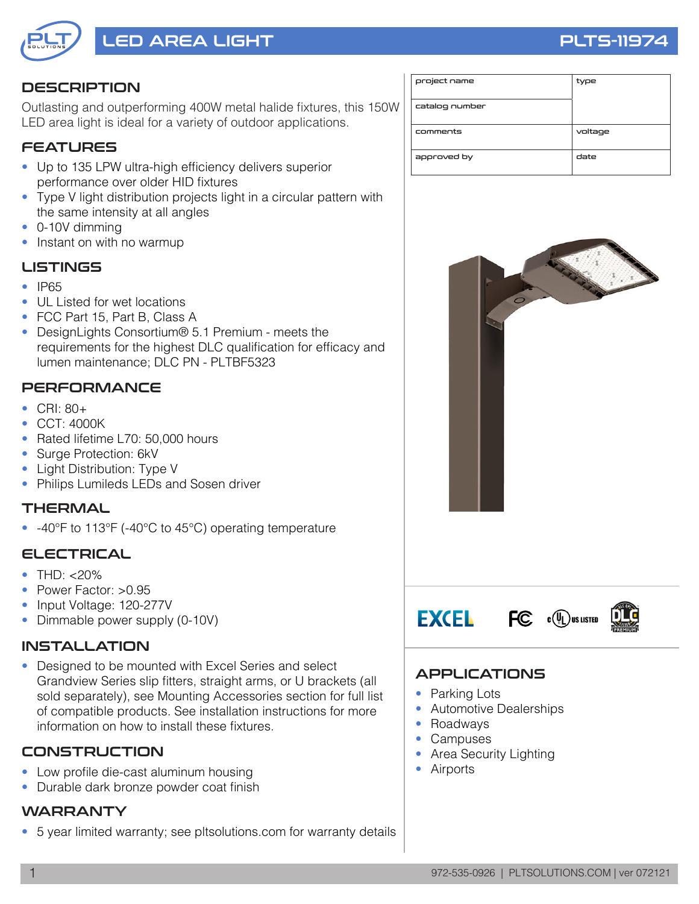# LED AREA LIGHT

## PLTS-11974

| project name | type |
|---|---|
| catalog number | |
| comments | voltage |
| approved by | date |

## DESCRIPTION

Outlasting and outperforming 400W metal halide fixtures, this 150W LED area light is ideal for a variety of outdoor applications.

## FEATURES

- Up to 135 LPW ultra-high efficiency delivers superior performance over older HID fixtures
- Type V light distribution projects light in a circular pattern with the same intensity at all angles
- 0-10V dimming
- Instant on with no warmup

## LISTINGS

- IP65
- UL Listed for wet locations
- FCC Part 15, Part B, Class A
- DesignLights Consortium® 5.1 Premium - meets the requirements for the highest DLC qualification for efficacy and lumen maintenance; DLC PN - PLTBF5323

## PERFORMANCE

- CRI: 80+
- CCT: 4000K
- Rated lifetime L70: 50,000 hours
- Surge Protection: 6kV
- Light Distribution: Type V
- Philips Lumileds LEDs and Sosen driver

## THERMAL

- -40°F to 113°F (-40°C to 45°C) operating temperature

## ELECTRICAL

- THD: <20%
- Power Factor: >0.95
- Input Voltage: 120-277V
- Dimmable power supply (0-10V)

## INSTALLATION

- Designed to be mounted with Excel Series and select Grandview Series slip fitters, straight arms, or U brackets (all sold separately), see Mounting Accessories section for full list of compatible products. See installation instructions for more information on how to install these fixtures.

## CONSTRUCTION

- Low profile die-cast aluminum housing
- Durable dark bronze powder coat finish

## WARRANTY

- 5 year limited warranty; see pltsolutions.com for warranty details

## APPLICATIONS

- Parking Lots
- Automotive Dealerships
- Roadways
- Campuses
- Area Security Lighting
- Airports

972-535-0926 | PLTSOLUTIONS.COM | ver 072121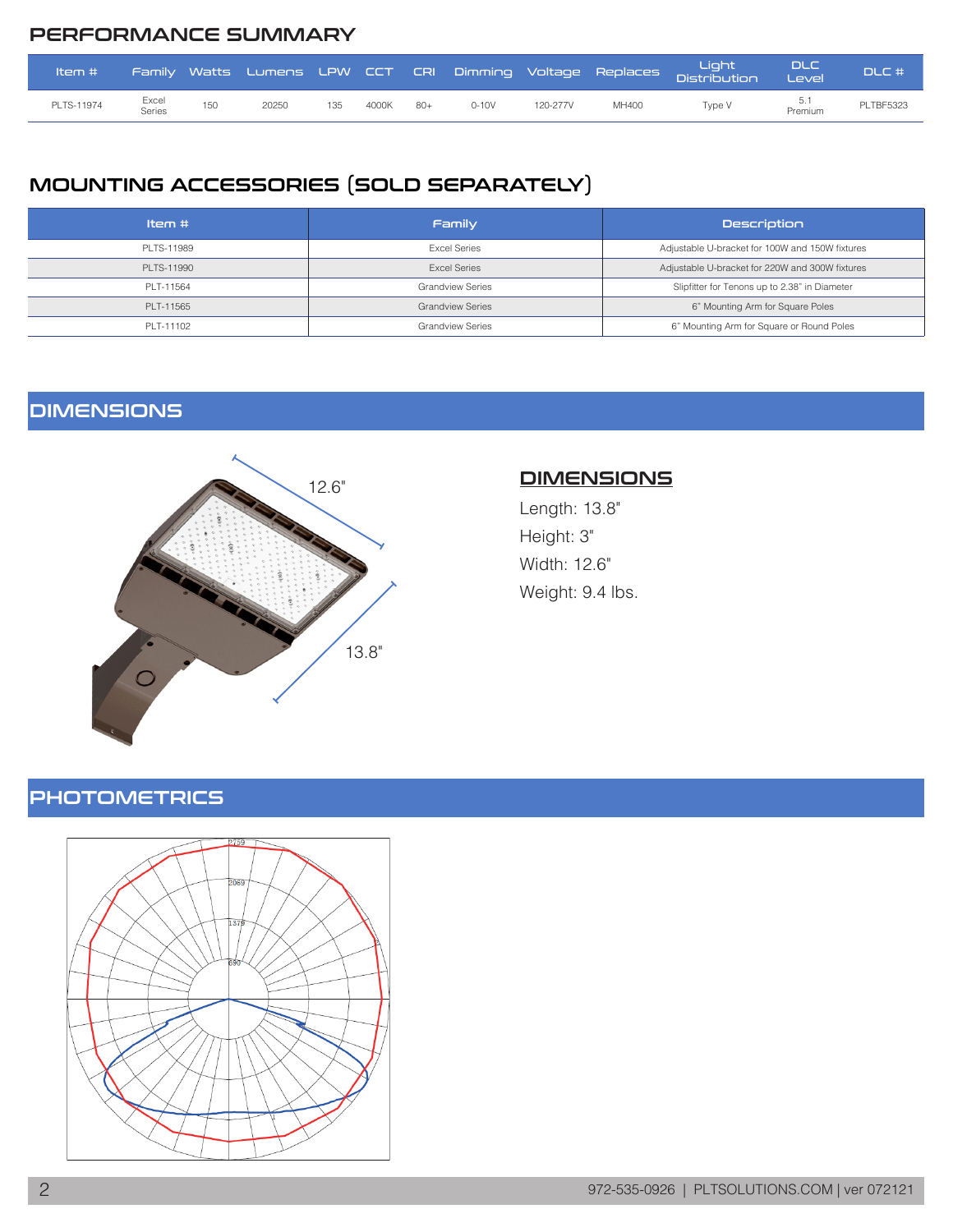## PERFORMANCE SUMMARY

| Item # | Family | Watts | Lumens | LPW | CCT | CRI | Dimming | Voltage | Replaces | Light Distribution | DLC Level | DLC # |
|---|---|---|---|---|---|---|---|---|---|---|---|---|
| PLTS-11974 | Excel Series | 150 | 20250 | 135 | 4000K | 80+ | 0-10V | 120-277V | MH400 | Type V | 5.1 Premium | PLTBF5323 |

## MOUNTING ACCESSORIES (SOLD SEPARATELY)

| Item # | Family | Description |
|---|---|---|
| PLTS-11989 | Excel Series | Adjustable U-bracket for 100W and 150W fixtures |
| PLTS-11990 | Excel Series | Adjustable U-bracket for 220W and 300W fixtures |
| PLT-11564 | Grandview Series | Slipfitter for Tenons up to 2.38" in Diameter |
| PLT-11565 | Grandview Series | 6" Mounting Arm for Square Poles |
| PLT-11102 | Grandview Series | 6" Mounting Arm for Square or Round Poles |

## DIMENSIONS

12.6"

13.8"

### DIMENSIONS

Length: 13.8"

Height: 3"

Width: 12.6"

Weight: 9.4 lbs.

## PHOTOMETRICS

2759

2069

1379

690

972-535-0926 | PLTSOLUTIONS.COM | ver 072121